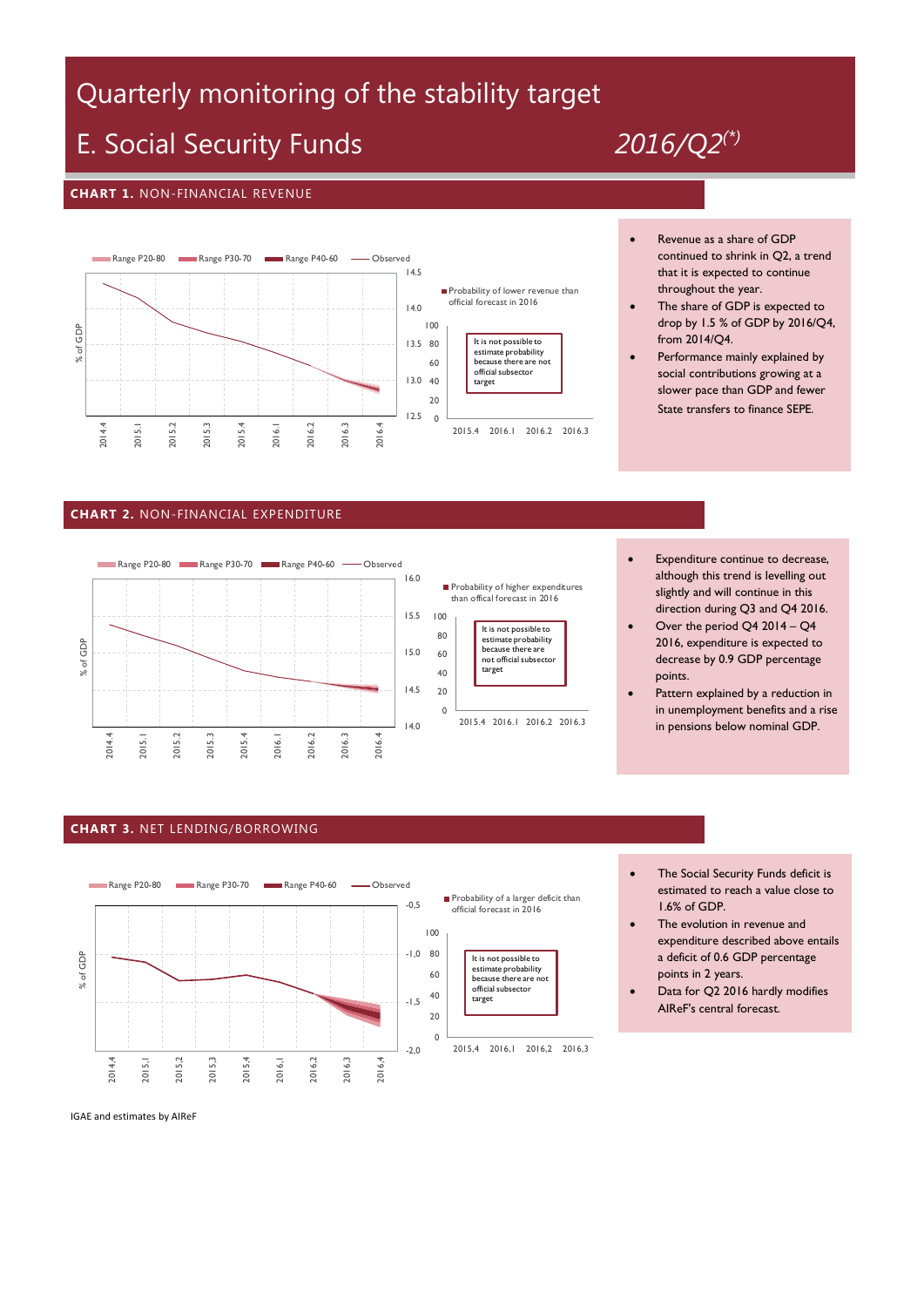# Quarterly monitoring of the stability target

## E. Social Security Funds

*2016/Q2(*)*

### CHART 1. NON-FINANCIAL REVENUE

Range P20-80 | Range P30-70 | Range P40-60 | Observed

% of GDP

Probability of lower revenue than official forecast in 2016

It is not possible to estimate probability because there are not official subsector target

- Revenue as a share of GDP continued to shrink in Q2, a trend that it is expected to continue throughout the year.
- The share of GDP is expected to drop by 1.5 % of GDP by 2016/Q4, from 2014/Q4.
- Performance mainly explained by social contributions growing at a slower pace than GDP and fewer State transfers to finance SEPE.

### CHART 2. NON-FINANCIAL EXPENDITURE

Range P20-80 | Range P30-70 | Range P40-60 | Observed

% of GDP

Probability of higher expenditures than offical forecast in 2016

It is not possible to estimate probability because there are not official subsector target

- Expenditure continue to decrease, although this trend is levelling out slightly and will continue in this direction during Q3 and Q4 2016.
- Over the period Q4 2014 – Q4 2016, expenditure is expected to decrease by 0.9 GDP percentage points.
- Pattern explained by a reduction in in unemployment benefits and a rise in pensions below nominal GDP.

### CHART 3. NET LENDING/BORROWING

Range P20-80 | Range P30-70 | Range P40-60 | Observed

% of GDP

Probability of a larger deficit than official forecast in 2016

It is not possible to estimate probability because there are not official subsector target

- The Social Security Funds deficit is estimated to reach a value close to 1.6% of GDP.
- The evolution in revenue and expenditure described above entails a deficit of 0.6 GDP percentage points in 2 years.
- Data for Q2 2016 hardly modifies AIReF's central forecast.

IGAE and estimates by AIReF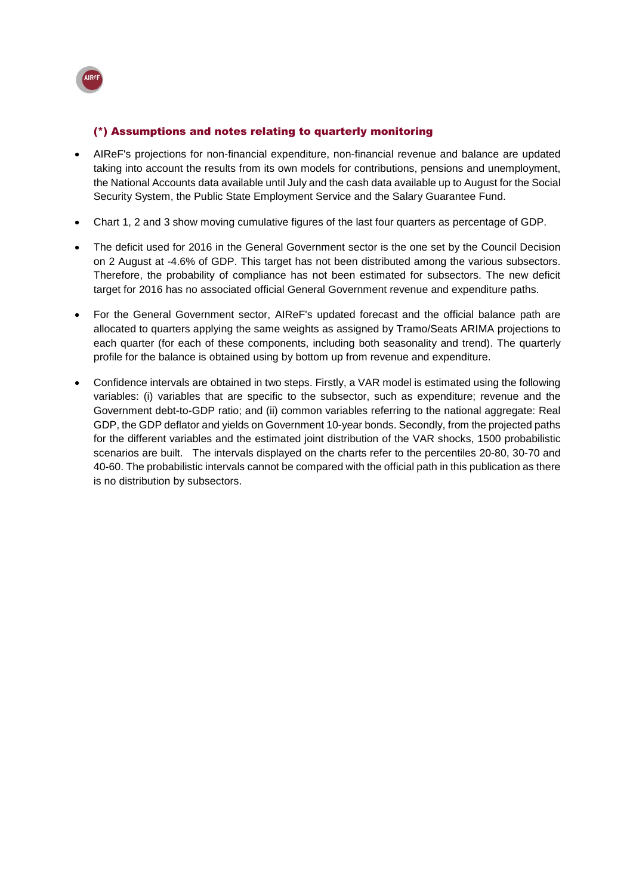### (*) Assumptions and notes relating to quarterly monitoring

- AIReF's projections for non-financial expenditure, non-financial revenue and balance are updated taking into account the results from its own models for contributions, pensions and unemployment, the National Accounts data available until July and the cash data available up to August for the Social Security System, the Public State Employment Service and the Salary Guarantee Fund.
- Chart 1, 2 and 3 show moving cumulative figures of the last four quarters as percentage of GDP.
- The deficit used for 2016 in the General Government sector is the one set by the Council Decision on 2 August at -4.6% of GDP. This target has not been distributed among the various subsectors. Therefore, the probability of compliance has not been estimated for subsectors. The new deficit target for 2016 has no associated official General Government revenue and expenditure paths.
- For the General Government sector, AIReF's updated forecast and the official balance path are allocated to quarters applying the same weights as assigned by Tramo/Seats ARIMA projections to each quarter (for each of these components, including both seasonality and trend). The quarterly profile for the balance is obtained using by bottom up from revenue and expenditure.
- Confidence intervals are obtained in two steps. Firstly, a VAR model is estimated using the following variables: (i) variables that are specific to the subsector, such as expenditure; revenue and the Government debt-to-GDP ratio; and (ii) common variables referring to the national aggregate: Real GDP, the GDP deflator and yields on Government 10-year bonds. Secondly, from the projected paths for the different variables and the estimated joint distribution of the VAR shocks, 1500 probabilistic scenarios are built. The intervals displayed on the charts refer to the percentiles 20-80, 30-70 and 40-60. The probabilistic intervals cannot be compared with the official path in this publication as there is no distribution by subsectors.